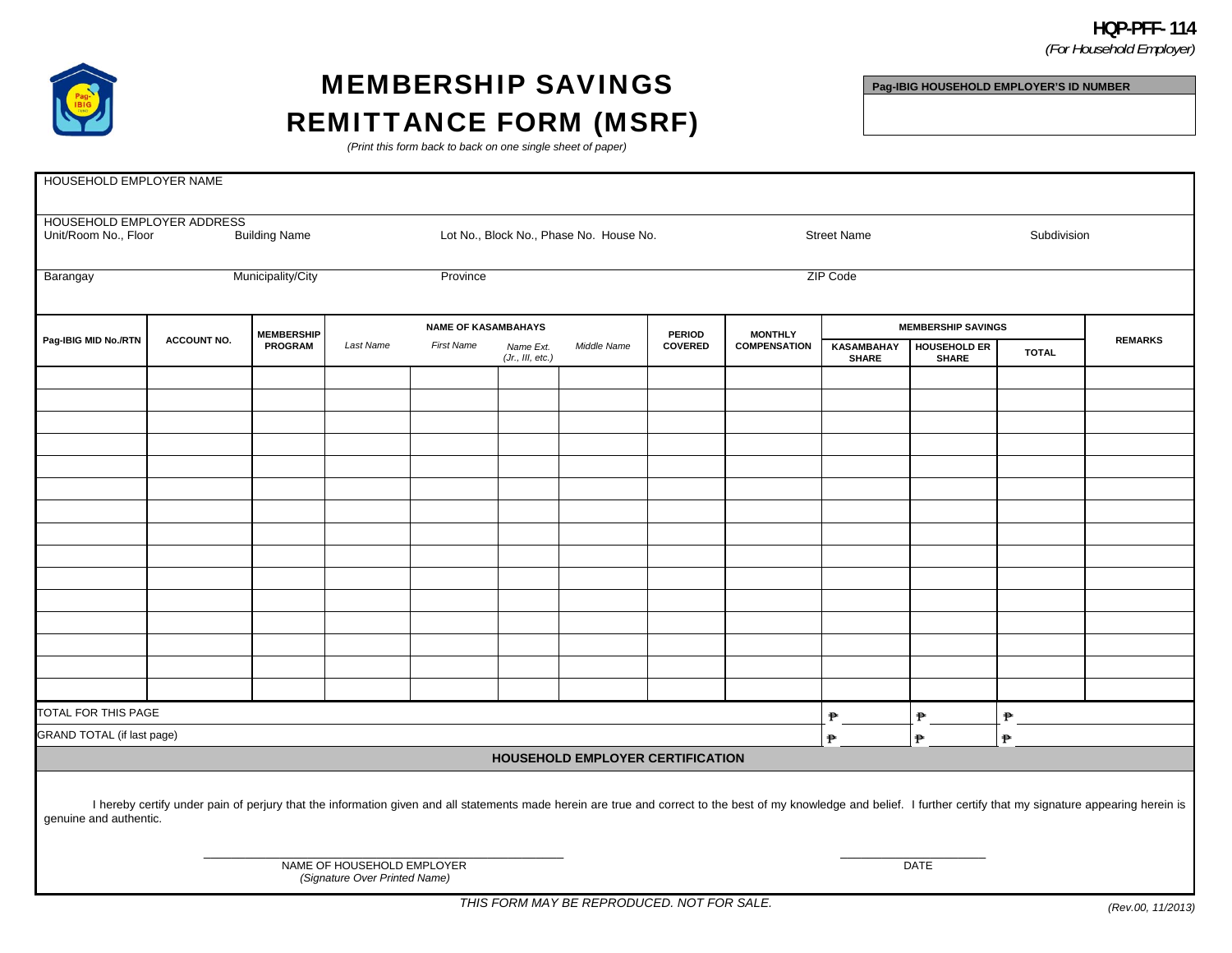HQP-PFF- 114

*(For Household Employer)*

# MEMBERSHIP SAVINGS REMITTANCE FORM (MSRF)

*(Print this form back to back on one single sheet of paper)*

| Pag-IBIG HOUSEHOLD EMPLOYER'S ID NUMBER |
|---|
| |

| HOUSEHOLD EMPLOYER NAME | | | | |
|---|---|---|---|---|
| | | | | |
| **HOUSEHOLD EMPLOYER ADDRESS** | | | | |
| Unit/Room No., Floor | Building Name | Lot No., Block No., Phase No. House No. | Street Name | Subdivision |
| | | | | |
| Barangay | Municipality/City | Province | ZIP Code | |
| | | | | |

| Pag-IBIG MID No./RTN | ACCOUNT NO. | MEMBERSHIP PROGRAM | NAME OF KASAMBAHAYS | | | | PERIOD COVERED | MONTHLY COMPENSATION | MEMBERSHIP SAVINGS | | | REMARKS |
|---|---|---|---|---|---|---|---|---|---|---|---|---|
| | | | *Last Name* | *First Name* | *Name Ext. (Jr., III, etc.)* | *Middle Name* | | | KASAMBAHAY SHARE | HOUSEHOLD ER SHARE | TOTAL | |
| | | | | | | | | | | | | |
| | | | | | | | | | | | | |
| | | | | | | | | | | | | |
| | | | | | | | | | | | | |
| | | | | | | | | | | | | |
| | | | | | | | | | | | | |
| | | | | | | | | | | | | |
| | | | | | | | | | | | | |
| | | | | | | | | | | | | |
| | | | | | | | | | | | | |
| | | | | | | | | | | | | |
| | | | | | | | | | | | | |
| | | | | | | | | | | | | |
| | | | | | | | | | | | | |
| | | | | | | | | | | | | |
| TOTAL FOR THIS PAGE | | | | | | | | | ₱ | ₱ | ₱ | |
| GRAND TOTAL (if last page) | | | | | | | | | ₱ | ₱ | ₱ | |

**HOUSEHOLD EMPLOYER CERTIFICATION**

I hereby certify under pain of perjury that the information given and all statements made herein are true and correct to the best of my knowledge and belief. I further certify that my signature appearing herein is genuine and authentic.

_______________________________________
NAME OF HOUSEHOLD EMPLOYER
*(Signature Over Printed Name)*

_______________________
DATE

*THIS FORM MAY BE REPRODUCED. NOT FOR SALE.*

*(Rev.00, 11/2013)*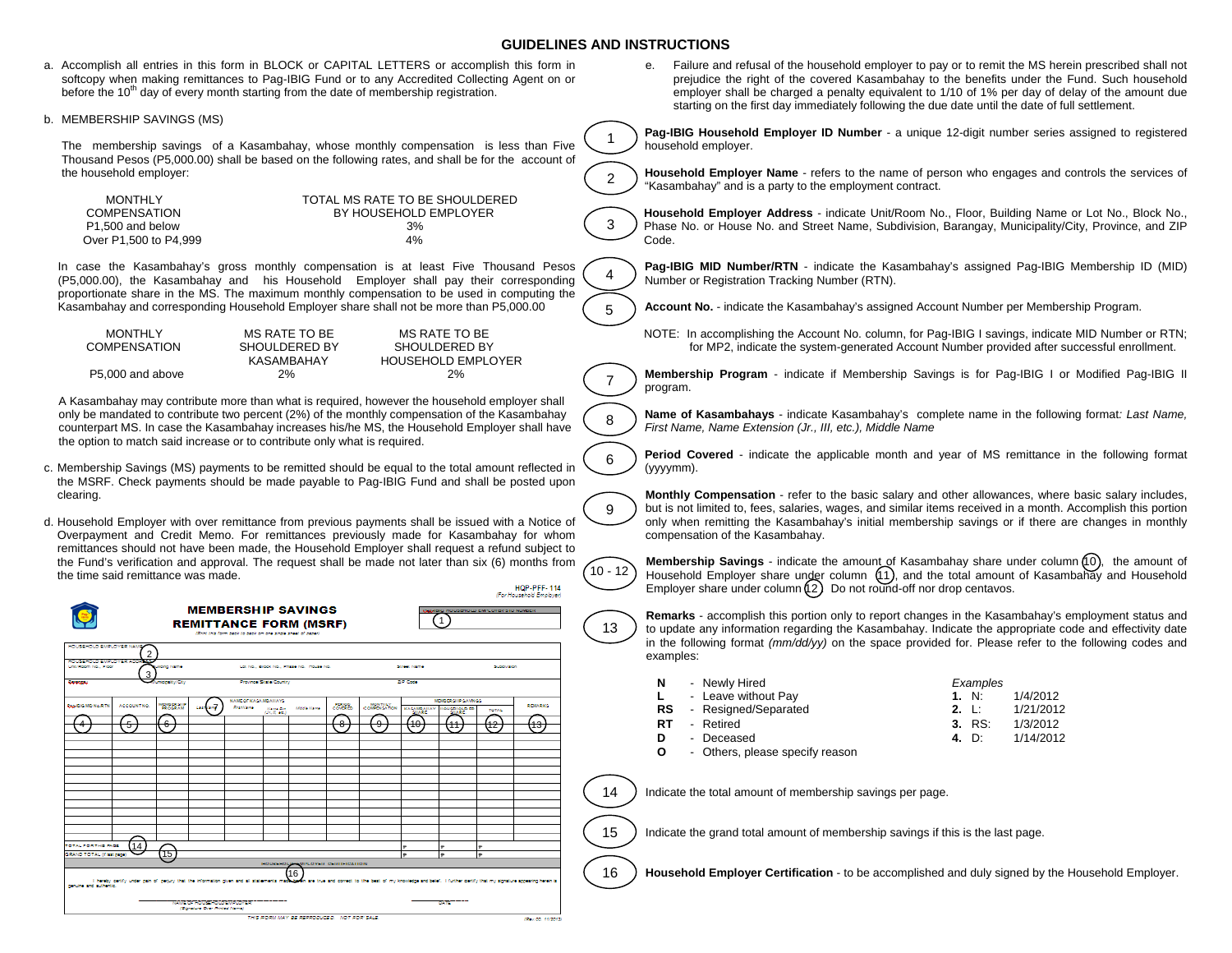# GUIDELINES AND INSTRUCTIONS

a. Accomplish all entries in this form in BLOCK or CAPITAL LETTERS or accomplish this form in softcopy when making remittances to Pag-IBIG Fund or to any Accredited Collecting Agent on or before the 10th day of every month starting from the date of membership registration.

b. MEMBERSHIP SAVINGS (MS)

The membership savings of a Kasambahay, whose monthly compensation is less than Five Thousand Pesos (P5,000.00) shall be based on the following rates, and shall be for the account of the household employer:

| MONTHLY COMPENSATION | TOTAL MS RATE TO BE SHOULDERED BY HOUSEHOLD EMPLOYER |
|---|---|
| P1,500 and below | 3% |
| Over P1,500 to P4,999 | 4% |

In case the Kasambahay's gross monthly compensation is at least Five Thousand Pesos (P5,000.00), the Kasambahay and his Household Employer shall pay their corresponding proportionate share in the MS. The maximum monthly compensation to be used in computing the Kasambahay and corresponding Household Employer share shall not be more than P5,000.00

| MONTHLY COMPENSATION | MS RATE TO BE SHOULDERED BY KASAMBAHAY | MS RATE TO BE SHOULDERED BY HOUSEHOLD EMPLOYER |
|---|---|---|
| P5,000 and above | 2% | 2% |

A Kasambahay may contribute more than what is required, however the household employer shall only be mandated to contribute two percent (2%) of the monthly compensation of the Kasambahay counterpart MS. In case the Kasambahay increases his/he MS, the Household Employer shall have the option to match said increase or to contribute only what is required.

c. Membership Savings (MS) payments to be remitted should be equal to the total amount reflected in the MSRF. Check payments should be made payable to Pag-IBIG Fund and shall be posted upon clearing.

d. Household Employer with over remittance from previous payments shall be issued with a Notice of Overpayment and Credit Memo. For remittances previously made for Kasambahay for whom remittances should not have been made, the Household Employer shall request a refund subject to the Fund's verification and approval. The request shall be made not later than six (6) months from the time said remittance was made.

HQP-PFF-114
*(For Household Employer)*

**MEMBERSHIP SAVINGS REMITTANCE FORM (MSRF)**
*(Print this form back to back on one single sheet of paper)*

PAG-IBIG HOUSEHOLD EMPLOYER ID NUMBER (1)

HOUSEHOLD EMPLOYER NAME (2)

HOUSEHOLD EMPLOYER ADDRESS (3): Unit/Room No., Floor | Building Name | Lot No., Block No., Phase No., House No. | Street Name | Subdivision | Barangay | Municipality/City | Province/State/Country | ZIP Code

| PAG-IBIG MID No./RTN | ACCOUNT NO. | MEMBERSHIP PROGRAM | NAME OF KASAMBAHAYS | | | | PERIOD COVERED | MONTHLY COMPENSATION | MEMBERSHIP SAVINGS | | | REMARKS |
|---|---|---|---|---|---|---|---|---|---|---|---|---|
| | | | Last Name | First Name | Name Ext. (Jr., III, etc.) | Middle Name | | | KASAMBAHAY SHARE | HOUSEHOLD ER SHARE | TOTAL | |
| (4) | (5) | (6) | (7) | | | | (8) | (9) | (10) | (11) | (12) | (13) |
| TOTAL FOR THIS PAGE (14) | | | | | | | | | P | P | P | |
| GRAND TOTAL (if last page) (15) | | | | | | | | | P | P | P | |

HOUSEHOLD EMPLOYER CERTIFICATION (16)

I hereby certify under pain of perjury that the information given and all statements made herein are true and correct to the best of my knowledge and belief. I further certify that my signature appearing herein is genuine and authentic.

NAME OF HOUSEHOLD EMPLOYER (Signature Over Printed Name) — DATE

THIS FORM MAY BE REPRODUCED. NOT FOR SALE

(Rev. 00, 11/2013)

e. Failure and refusal of the household employer to pay or to remit the MS herein prescribed shall not prejudice the right of the covered Kasambahay to the benefits under the Fund. Such household employer shall be charged a penalty equivalent to 1/10 of 1% per day of delay of the amount due starting on the first day immediately following the due date until the date of full settlement.

(1) **Pag-IBIG Household Employer ID Number** - a unique 12-digit number series assigned to registered household employer.

(2) **Household Employer Name** - refers to the name of person who engages and controls the services of "Kasambahay" and is a party to the employment contract.

(3) **Household Employer Address** - indicate Unit/Room No., Floor, Building Name or Lot No., Block No., Phase No. or House No. and Street Name, Subdivision, Barangay, Municipality/City, Province, and ZIP Code.

(4) **Pag-IBIG MID Number/RTN** - indicate the Kasambahay's assigned Pag-IBIG Membership ID (MID) Number or Registration Tracking Number (RTN).

(5) **Account No.** - indicate the Kasambahay's assigned Account Number per Membership Program.

NOTE: In accomplishing the Account No. column, for Pag-IBIG I savings, indicate MID Number or RTN; for MP2, indicate the system-generated Account Number provided after successful enrollment.

(7) **Membership Program** - indicate if Membership Savings is for Pag-IBIG I or Modified Pag-IBIG II program.

(8) **Name of Kasambahays** - indicate Kasambahay's complete name in the following format: *Last Name, First Name, Name Extension (Jr., III, etc.), Middle Name*

(6) **Period Covered** - indicate the applicable month and year of MS remittance in the following format (yyyymm).

(9) **Monthly Compensation** - refer to the basic salary and other allowances, where basic salary includes, but is not limited to, fees, salaries, wages, and similar items received in a month. Accomplish this portion only when remitting the Kasambahay's initial membership savings or if there are changes in monthly compensation of the Kasambahay.

(10 - 12) **Membership Savings** - indicate the amount of Kasambahay share under column (10), the amount of Household Employer share under column (11), and the total amount of Kasambahay and Household Employer share under column (12). Do not round-off nor drop centavos.

(13) **Remarks** - accomplish this portion only to report changes in the Kasambahay's employment status and to update any information regarding the Kasambahay. Indicate the appropriate code and effectivity date in the following format *(mm/dd/yy)* on the space provided for. Please refer to the following codes and examples:

- **N** - Newly Hired
- **L** - Leave without Pay
- **RS** - Resigned/Separated
- **RT** - Retired
- **D** - Deceased
- **O** - Others, please specify reason

*Examples*

1. N: 1/4/2012
2. L: 1/21/2012
3. RS: 1/3/2012
4. D: 1/14/2012

(14) Indicate the total amount of membership savings per page.

(15) Indicate the grand total amount of membership savings if this is the last page.

(16) **Household Employer Certification** - to be accomplished and duly signed by the Household Employer.